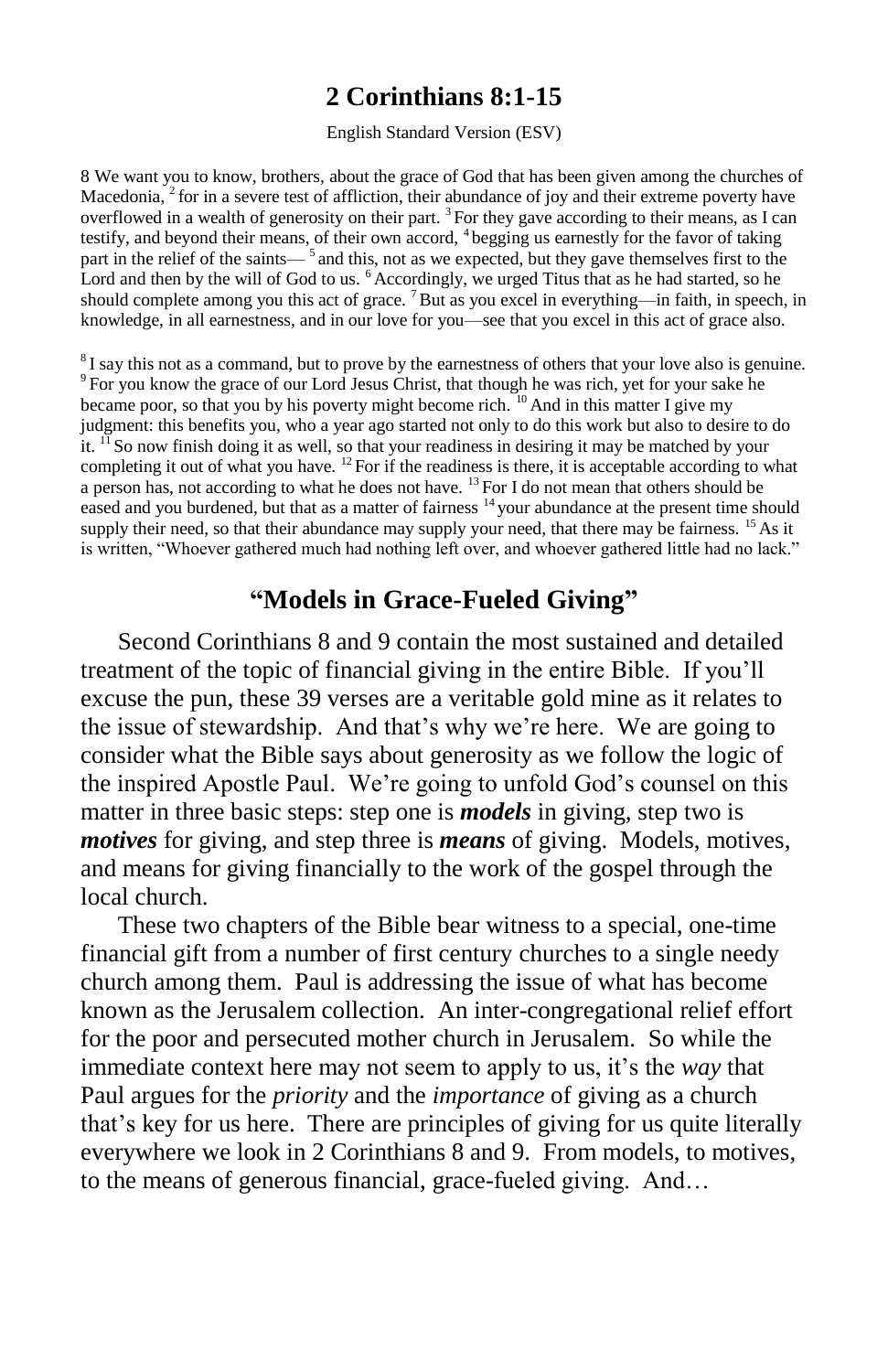# 2 Corinthians 8:1-15

English Standard Version (ESV)

8 We want you to know, brothers, about the grace of God that has been given among the churches of Macedonia, [2] for in a severe test of affliction, their abundance of joy and their extreme poverty have overflowed in a wealth of generosity on their part. [3] For they gave according to their means, as I can testify, and beyond their means, of their own accord, [4] begging us earnestly for the favor of taking part in the relief of the saints— [5] and this, not as we expected, but they gave themselves first to the Lord and then by the will of God to us. [6] Accordingly, we urged Titus that as he had started, so he should complete among you this act of grace. [7] But as you excel in everything—in faith, in speech, in knowledge, in all earnestness, and in our love for you—see that you excel in this act of grace also.

[8] I say this not as a command, but to prove by the earnestness of others that your love also is genuine. [9] For you know the grace of our Lord Jesus Christ, that though he was rich, yet for your sake he became poor, so that you by his poverty might become rich. [10] And in this matter I give my judgment: this benefits you, who a year ago started not only to do this work but also to desire to do it. [11] So now finish doing it as well, so that your readiness in desiring it may be matched by your completing it out of what you have. [12] For if the readiness is there, it is acceptable according to what a person has, not according to what he does not have. [13] For I do not mean that others should be eased and you burdened, but that as a matter of fairness [14] your abundance at the present time should supply their need, so that their abundance may supply your need, that there may be fairness. [15] As it is written, "Whoever gathered much had nothing left over, and whoever gathered little had no lack."

## "Models in Grace-Fueled Giving"

Second Corinthians 8 and 9 contain the most sustained and detailed treatment of the topic of financial giving in the entire Bible. If you'll excuse the pun, these 39 verses are a veritable gold mine as it relates to the issue of stewardship. And that's why we're here. We are going to consider what the Bible says about generosity as we follow the logic of the inspired Apostle Paul. We're going to unfold God's counsel on this matter in three basic steps: step one is ***models*** in giving, step two is ***motives*** for giving, and step three is ***means*** of giving. Models, motives, and means for giving financially to the work of the gospel through the local church.

These two chapters of the Bible bear witness to a special, one-time financial gift from a number of first century churches to a single needy church among them. Paul is addressing the issue of what has become known as the Jerusalem collection. An inter-congregational relief effort for the poor and persecuted mother church in Jerusalem. So while the immediate context here may not seem to apply to us, it's the *way* that Paul argues for the *priority* and the *importance* of giving as a church that's key for us here. There are principles of giving for us quite literally everywhere we look in 2 Corinthians 8 and 9. From models, to motives, to the means of generous financial, grace-fueled giving. And…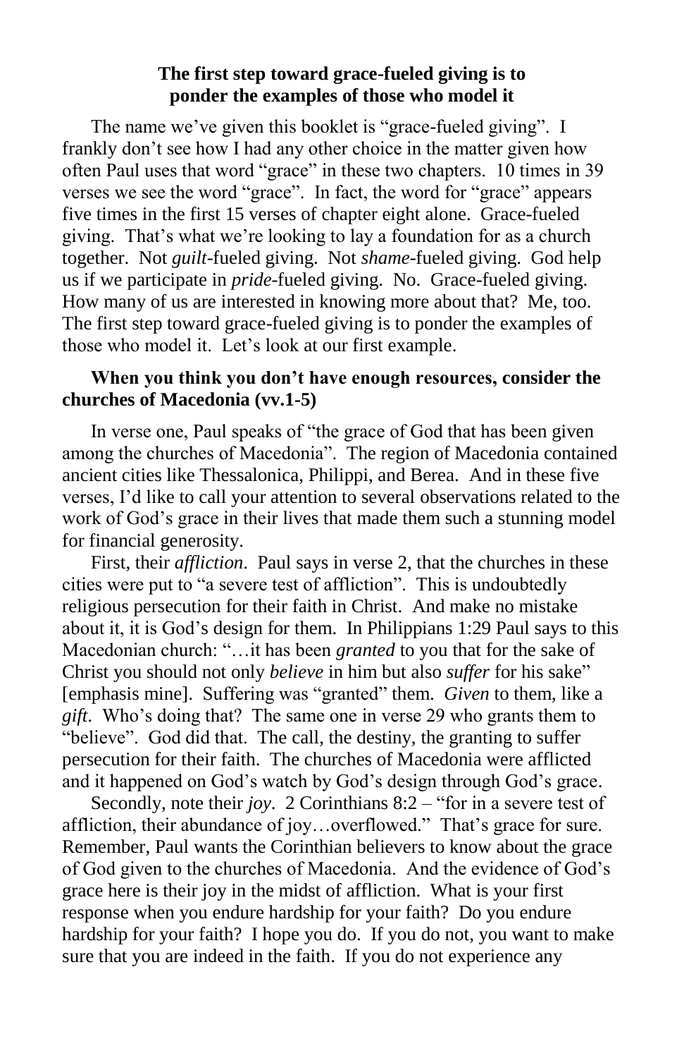## The first step toward grace-fueled giving is to ponder the examples of those who model it

The name we've given this booklet is "grace-fueled giving". I frankly don't see how I had any other choice in the matter given how often Paul uses that word "grace" in these two chapters. 10 times in 39 verses we see the word "grace". In fact, the word for "grace" appears five times in the first 15 verses of chapter eight alone. Grace-fueled giving. That's what we're looking to lay a foundation for as a church together. Not *guilt*-fueled giving. Not *shame*-fueled giving. God help us if we participate in *pride*-fueled giving. No. Grace-fueled giving. How many of us are interested in knowing more about that? Me, too. The first step toward grace-fueled giving is to ponder the examples of those who model it. Let's look at our first example.

### When you think you don't have enough resources, consider the churches of Macedonia (vv.1-5)

In verse one, Paul speaks of "the grace of God that has been given among the churches of Macedonia". The region of Macedonia contained ancient cities like Thessalonica, Philippi, and Berea. And in these five verses, I'd like to call your attention to several observations related to the work of God's grace in their lives that made them such a stunning model for financial generosity.

First, their *affliction*. Paul says in verse 2, that the churches in these cities were put to "a severe test of affliction". This is undoubtedly religious persecution for their faith in Christ. And make no mistake about it, it is God's design for them. In Philippians 1:29 Paul says to this Macedonian church: "…it has been *granted* to you that for the sake of Christ you should not only *believe* in him but also *suffer* for his sake" [emphasis mine]. Suffering was "granted" them. *Given* to them, like a *gift*. Who's doing that? The same one in verse 29 who grants them to "believe". God did that. The call, the destiny, the granting to suffer persecution for their faith. The churches of Macedonia were afflicted and it happened on God's watch by God's design through God's grace.

Secondly, note their *joy*. 2 Corinthians 8:2 – "for in a severe test of affliction, their abundance of joy…overflowed." That's grace for sure. Remember, Paul wants the Corinthian believers to know about the grace of God given to the churches of Macedonia. And the evidence of God's grace here is their joy in the midst of affliction. What is your first response when you endure hardship for your faith? Do you endure hardship for your faith? I hope you do. If you do not, you want to make sure that you are indeed in the faith. If you do not experience any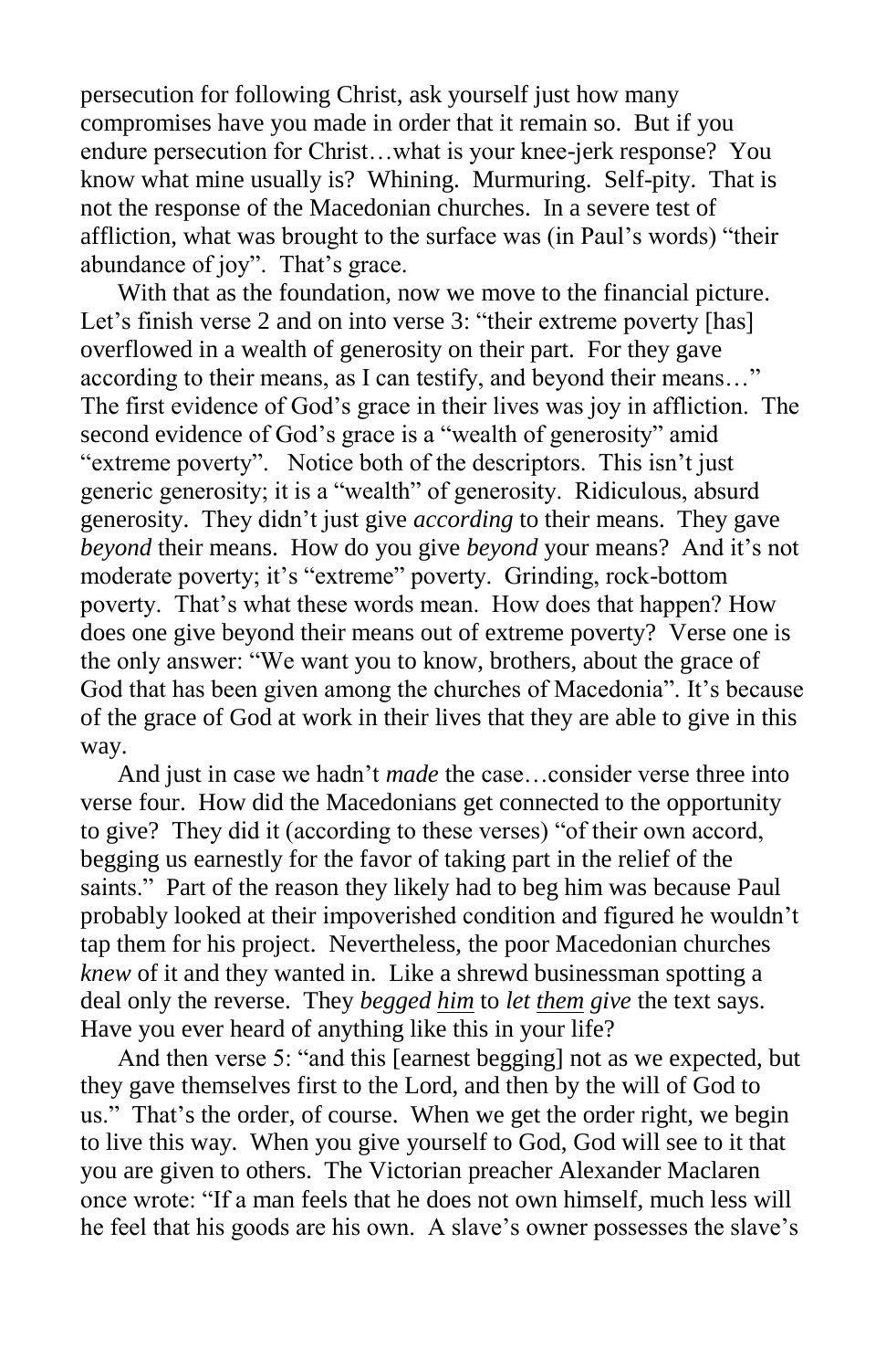persecution for following Christ, ask yourself just how many compromises have you made in order that it remain so. But if you endure persecution for Christ…what is your knee-jerk response? You know what mine usually is? Whining. Murmuring. Self-pity. That is not the response of the Macedonian churches. In a severe test of affliction, what was brought to the surface was (in Paul's words) "their abundance of joy". That's grace.

With that as the foundation, now we move to the financial picture. Let's finish verse 2 and on into verse 3: "their extreme poverty [has] overflowed in a wealth of generosity on their part. For they gave according to their means, as I can testify, and beyond their means…" The first evidence of God's grace in their lives was joy in affliction. The second evidence of God's grace is a "wealth of generosity" amid "extreme poverty". Notice both of the descriptors. This isn't just generic generosity; it is a "wealth" of generosity. Ridiculous, absurd generosity. They didn't just give *according* to their means. They gave *beyond* their means. How do you give *beyond* your means? And it's not moderate poverty; it's "extreme" poverty. Grinding, rock-bottom poverty. That's what these words mean. How does that happen? How does one give beyond their means out of extreme poverty? Verse one is the only answer: "We want you to know, brothers, about the grace of God that has been given among the churches of Macedonia". It's because of the grace of God at work in their lives that they are able to give in this way.

And just in case we hadn't *made* the case…consider verse three into verse four. How did the Macedonians get connected to the opportunity to give? They did it (according to these verses) "of their own accord, begging us earnestly for the favor of taking part in the relief of the saints." Part of the reason they likely had to beg him was because Paul probably looked at their impoverished condition and figured he wouldn't tap them for his project. Nevertheless, the poor Macedonian churches *knew* of it and they wanted in. Like a shrewd businessman spotting a deal only the reverse. They *begged <u>him</u>* to *let <u>them</u> give* the text says. Have you ever heard of anything like this in your life?

And then verse 5: "and this [earnest begging] not as we expected, but they gave themselves first to the Lord, and then by the will of God to us." That's the order, of course. When we get the order right, we begin to live this way. When you give yourself to God, God will see to it that you are given to others. The Victorian preacher Alexander Maclaren once wrote: "If a man feels that he does not own himself, much less will he feel that his goods are his own. A slave's owner possesses the slave's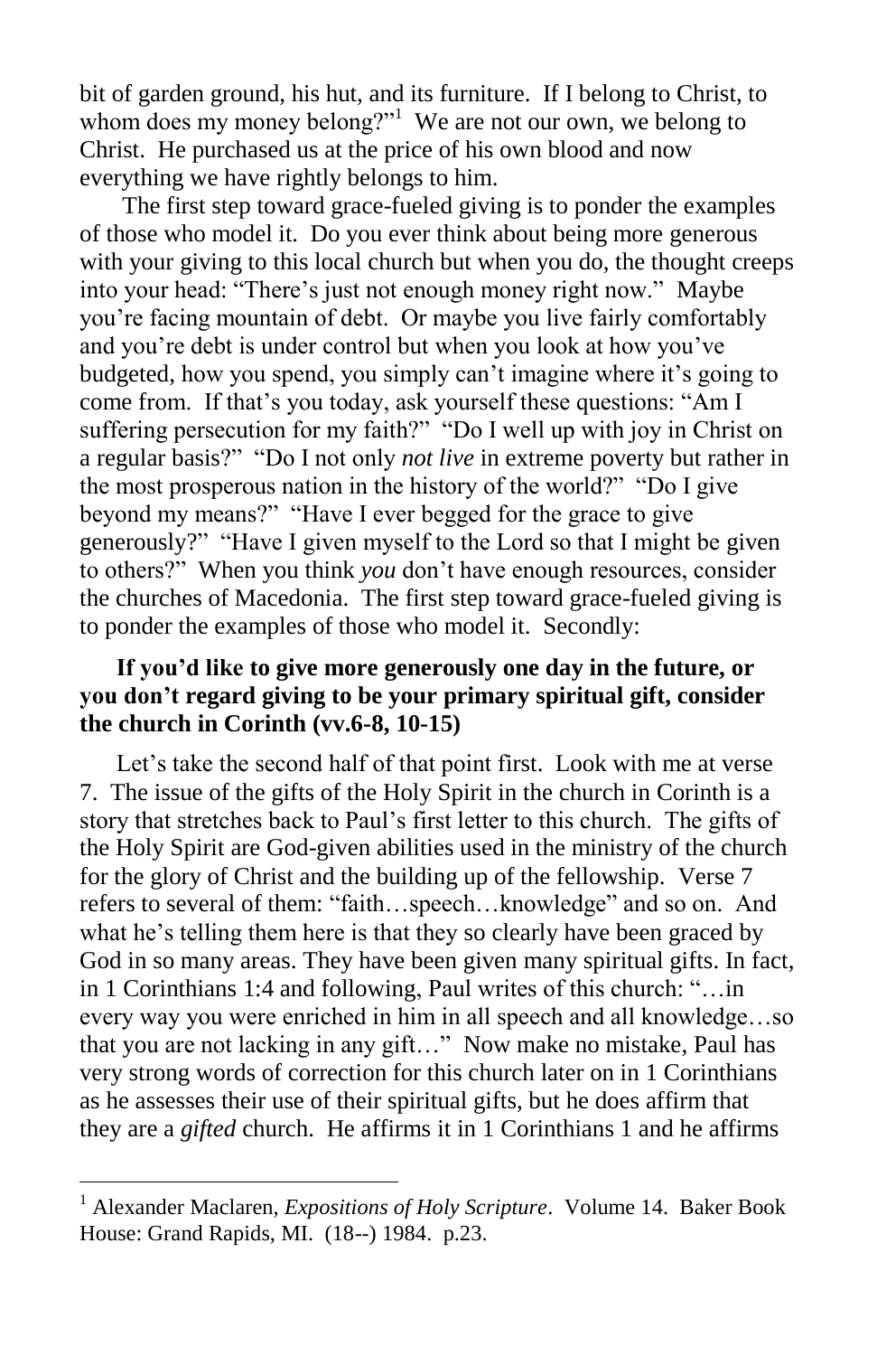bit of garden ground, his hut, and its furniture. If I belong to Christ, to whom does my money belong?"[1] We are not our own, we belong to Christ. He purchased us at the price of his own blood and now everything we have rightly belongs to him.

The first step toward grace-fueled giving is to ponder the examples of those who model it. Do you ever think about being more generous with your giving to this local church but when you do, the thought creeps into your head: "There's just not enough money right now." Maybe you're facing mountain of debt. Or maybe you live fairly comfortably and you're debt is under control but when you look at how you've budgeted, how you spend, you simply can't imagine where it's going to come from. If that's you today, ask yourself these questions: "Am I suffering persecution for my faith?" "Do I well up with joy in Christ on a regular basis?" "Do I not only *not live* in extreme poverty but rather in the most prosperous nation in the history of the world?" "Do I give beyond my means?" "Have I ever begged for the grace to give generously?" "Have I given myself to the Lord so that I might be given to others?" When you think *you* don't have enough resources, consider the churches of Macedonia. The first step toward grace-fueled giving is to ponder the examples of those who model it. Secondly:

**If you'd like to give more generously one day in the future, or you don't regard giving to be your primary spiritual gift, consider the church in Corinth (vv.6-8, 10-15)**

Let's take the second half of that point first. Look with me at verse 7. The issue of the gifts of the Holy Spirit in the church in Corinth is a story that stretches back to Paul's first letter to this church. The gifts of the Holy Spirit are God-given abilities used in the ministry of the church for the glory of Christ and the building up of the fellowship. Verse 7 refers to several of them: "faith…speech…knowledge" and so on. And what he's telling them here is that they so clearly have been graced by God in so many areas. They have been given many spiritual gifts. In fact, in 1 Corinthians 1:4 and following, Paul writes of this church: "…in every way you were enriched in him in all speech and all knowledge…so that you are not lacking in any gift…" Now make no mistake, Paul has very strong words of correction for this church later on in 1 Corinthians as he assesses their use of their spiritual gifts, but he does affirm that they are a *gifted* church. He affirms it in 1 Corinthians 1 and he affirms

---

[1] Alexander Maclaren, *Expositions of Holy Scripture*. Volume 14. Baker Book House: Grand Rapids, MI. (18--) 1984. p.23.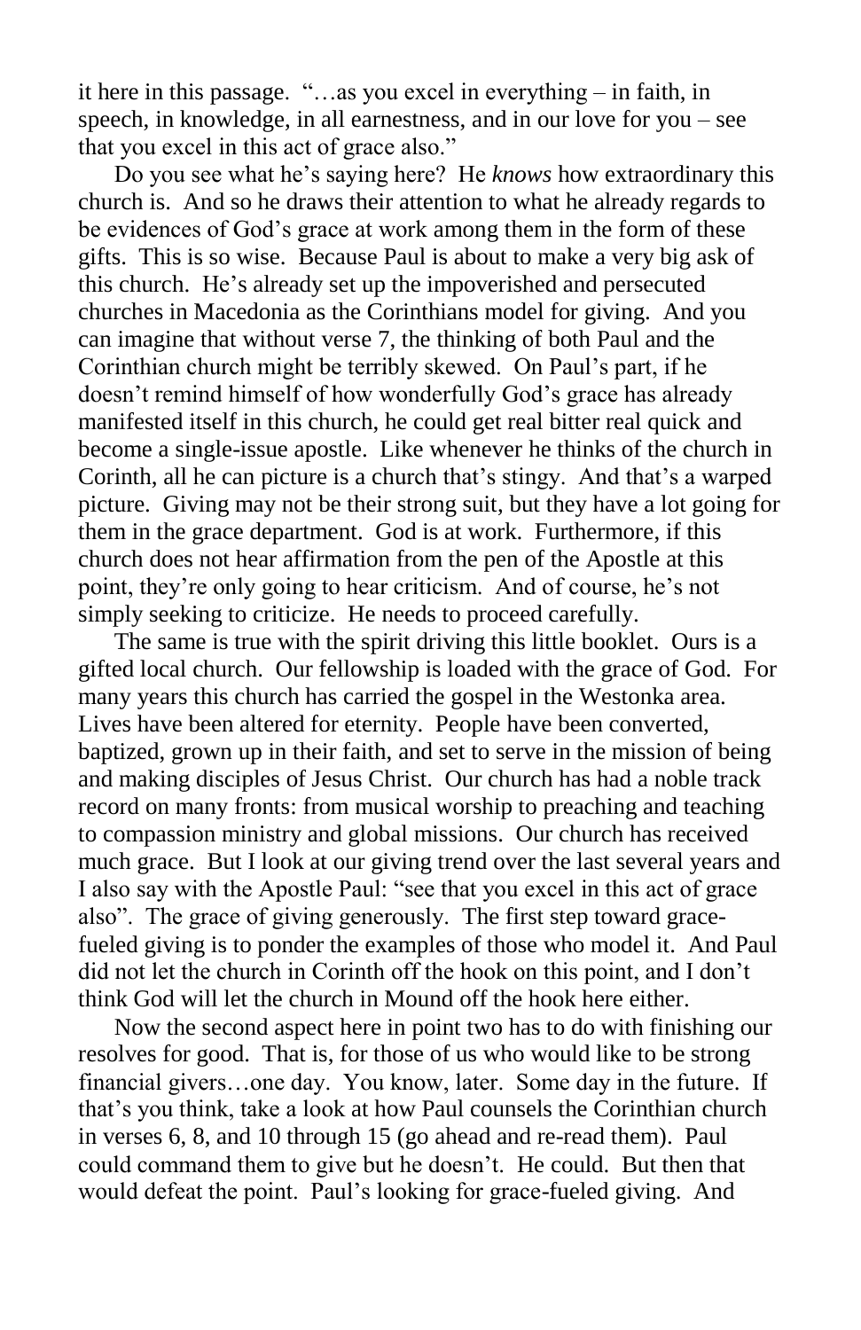it here in this passage. "…as you excel in everything – in faith, in speech, in knowledge, in all earnestness, and in our love for you – see that you excel in this act of grace also."

Do you see what he's saying here? He *knows* how extraordinary this church is. And so he draws their attention to what he already regards to be evidences of God's grace at work among them in the form of these gifts. This is so wise. Because Paul is about to make a very big ask of this church. He's already set up the impoverished and persecuted churches in Macedonia as the Corinthians model for giving. And you can imagine that without verse 7, the thinking of both Paul and the Corinthian church might be terribly skewed. On Paul's part, if he doesn't remind himself of how wonderfully God's grace has already manifested itself in this church, he could get real bitter real quick and become a single-issue apostle. Like whenever he thinks of the church in Corinth, all he can picture is a church that's stingy. And that's a warped picture. Giving may not be their strong suit, but they have a lot going for them in the grace department. God is at work. Furthermore, if this church does not hear affirmation from the pen of the Apostle at this point, they're only going to hear criticism. And of course, he's not simply seeking to criticize. He needs to proceed carefully.

The same is true with the spirit driving this little booklet. Ours is a gifted local church. Our fellowship is loaded with the grace of God. For many years this church has carried the gospel in the Westonka area. Lives have been altered for eternity. People have been converted, baptized, grown up in their faith, and set to serve in the mission of being and making disciples of Jesus Christ. Our church has had a noble track record on many fronts: from musical worship to preaching and teaching to compassion ministry and global missions. Our church has received much grace. But I look at our giving trend over the last several years and I also say with the Apostle Paul: "see that you excel in this act of grace also". The grace of giving generously. The first step toward grace-fueled giving is to ponder the examples of those who model it. And Paul did not let the church in Corinth off the hook on this point, and I don't think God will let the church in Mound off the hook here either.

Now the second aspect here in point two has to do with finishing our resolves for good. That is, for those of us who would like to be strong financial givers…one day. You know, later. Some day in the future. If that's you think, take a look at how Paul counsels the Corinthian church in verses 6, 8, and 10 through 15 (go ahead and re-read them). Paul could command them to give but he doesn't. He could. But then that would defeat the point. Paul's looking for grace-fueled giving. And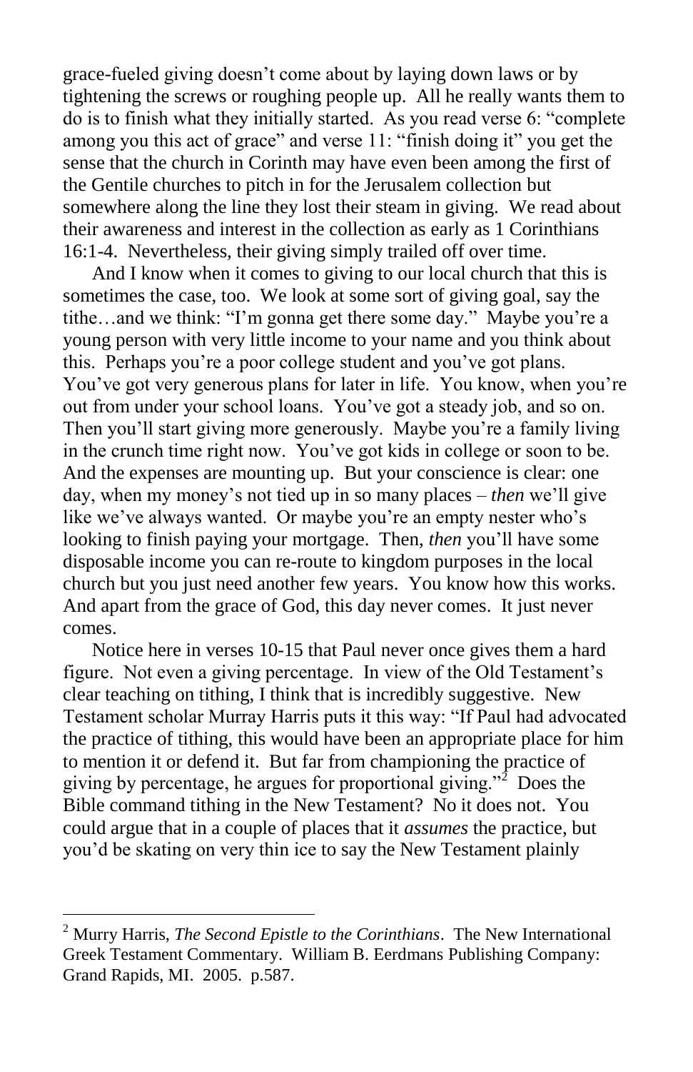grace-fueled giving doesn't come about by laying down laws or by tightening the screws or roughing people up. All he really wants them to do is to finish what they initially started. As you read verse 6: "complete among you this act of grace" and verse 11: "finish doing it" you get the sense that the church in Corinth may have even been among the first of the Gentile churches to pitch in for the Jerusalem collection but somewhere along the line they lost their steam in giving. We read about their awareness and interest in the collection as early as 1 Corinthians 16:1-4. Nevertheless, their giving simply trailed off over time.

And I know when it comes to giving to our local church that this is sometimes the case, too. We look at some sort of giving goal, say the tithe…and we think: "I'm gonna get there some day." Maybe you're a young person with very little income to your name and you think about this. Perhaps you're a poor college student and you've got plans. You've got very generous plans for later in life. You know, when you're out from under your school loans. You've got a steady job, and so on. Then you'll start giving more generously. Maybe you're a family living in the crunch time right now. You've got kids in college or soon to be. And the expenses are mounting up. But your conscience is clear: one day, when my money's not tied up in so many places – *then* we'll give like we've always wanted. Or maybe you're an empty nester who's looking to finish paying your mortgage. Then, *then* you'll have some disposable income you can re-route to kingdom purposes in the local church but you just need another few years. You know how this works. And apart from the grace of God, this day never comes. It just never comes.

Notice here in verses 10-15 that Paul never once gives them a hard figure. Not even a giving percentage. In view of the Old Testament's clear teaching on tithing, I think that is incredibly suggestive. New Testament scholar Murray Harris puts it this way: "If Paul had advocated the practice of tithing, this would have been an appropriate place for him to mention it or defend it. But far from championing the practice of giving by percentage, he argues for proportional giving."[2] Does the Bible command tithing in the New Testament? No it does not. You could argue that in a couple of places that it *assumes* the practice, but you'd be skating on very thin ice to say the New Testament plainly

---

[2] Murry Harris, *The Second Epistle to the Corinthians*. The New International Greek Testament Commentary. William B. Eerdmans Publishing Company: Grand Rapids, MI. 2005. p.587.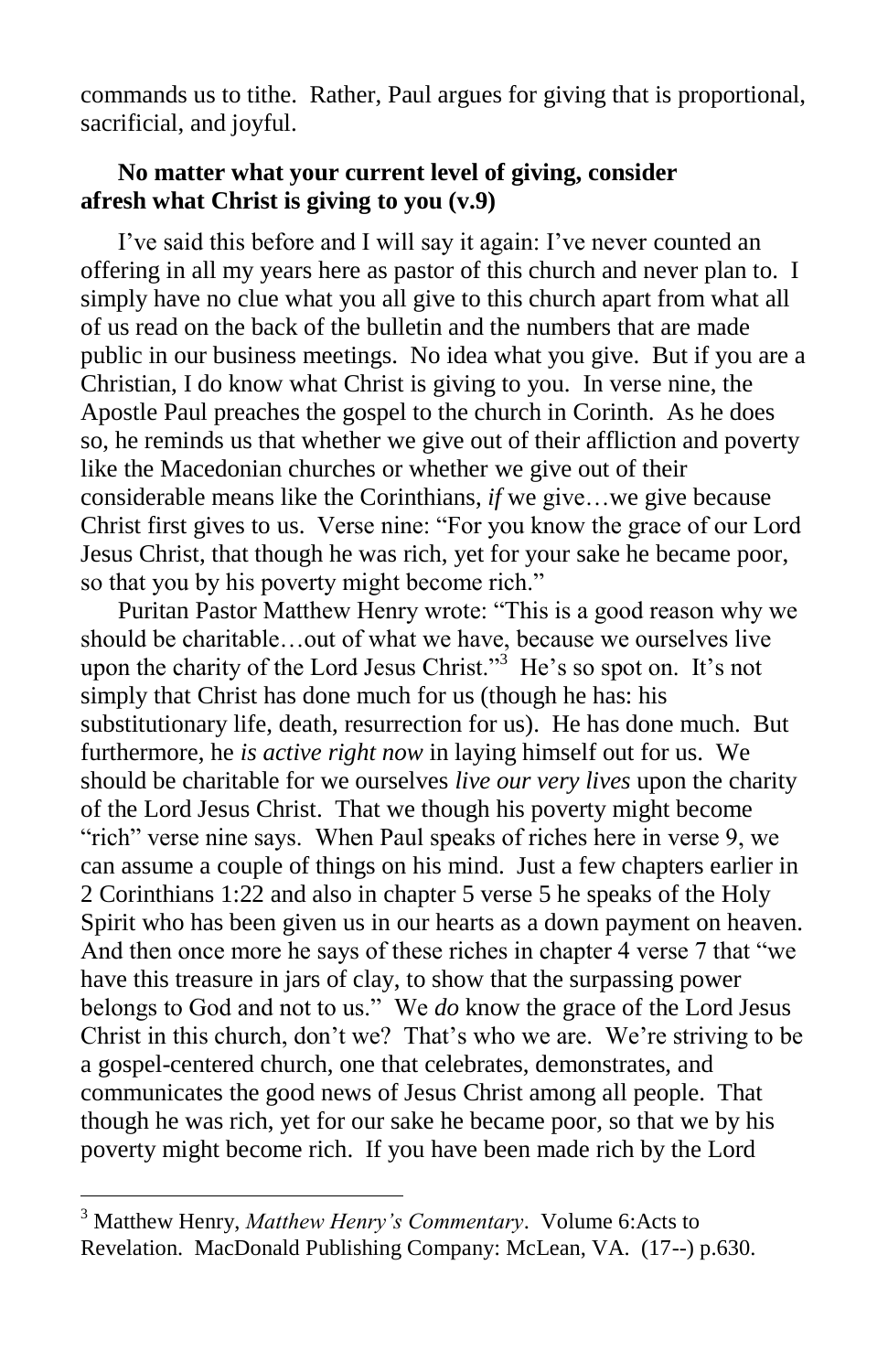commands us to tithe. Rather, Paul argues for giving that is proportional, sacrificial, and joyful.

**No matter what your current level of giving, consider afresh what Christ is giving to you (v.9)**

I've said this before and I will say it again: I've never counted an offering in all my years here as pastor of this church and never plan to. I simply have no clue what you all give to this church apart from what all of us read on the back of the bulletin and the numbers that are made public in our business meetings. No idea what you give. But if you are a Christian, I do know what Christ is giving to you. In verse nine, the Apostle Paul preaches the gospel to the church in Corinth. As he does so, he reminds us that whether we give out of their affliction and poverty like the Macedonian churches or whether we give out of their considerable means like the Corinthians, *if* we give…we give because Christ first gives to us. Verse nine: "For you know the grace of our Lord Jesus Christ, that though he was rich, yet for your sake he became poor, so that you by his poverty might become rich."

Puritan Pastor Matthew Henry wrote: "This is a good reason why we should be charitable…out of what we have, because we ourselves live upon the charity of the Lord Jesus Christ."[3] He's so spot on. It's not simply that Christ has done much for us (though he has: his substitutionary life, death, resurrection for us). He has done much. But furthermore, he *is active right now* in laying himself out for us. We should be charitable for we ourselves *live our very lives* upon the charity of the Lord Jesus Christ. That we though his poverty might become "rich" verse nine says. When Paul speaks of riches here in verse 9, we can assume a couple of things on his mind. Just a few chapters earlier in 2 Corinthians 1:22 and also in chapter 5 verse 5 he speaks of the Holy Spirit who has been given us in our hearts as a down payment on heaven. And then once more he says of these riches in chapter 4 verse 7 that "we have this treasure in jars of clay, to show that the surpassing power belongs to God and not to us." We *do* know the grace of the Lord Jesus Christ in this church, don't we? That's who we are. We're striving to be a gospel-centered church, one that celebrates, demonstrates, and communicates the good news of Jesus Christ among all people. That though he was rich, yet for our sake he became poor, so that we by his poverty might become rich. If you have been made rich by the Lord

---

[3] Matthew Henry, *Matthew Henry's Commentary*. Volume 6:Acts to Revelation. MacDonald Publishing Company: McLean, VA. (17--) p.630.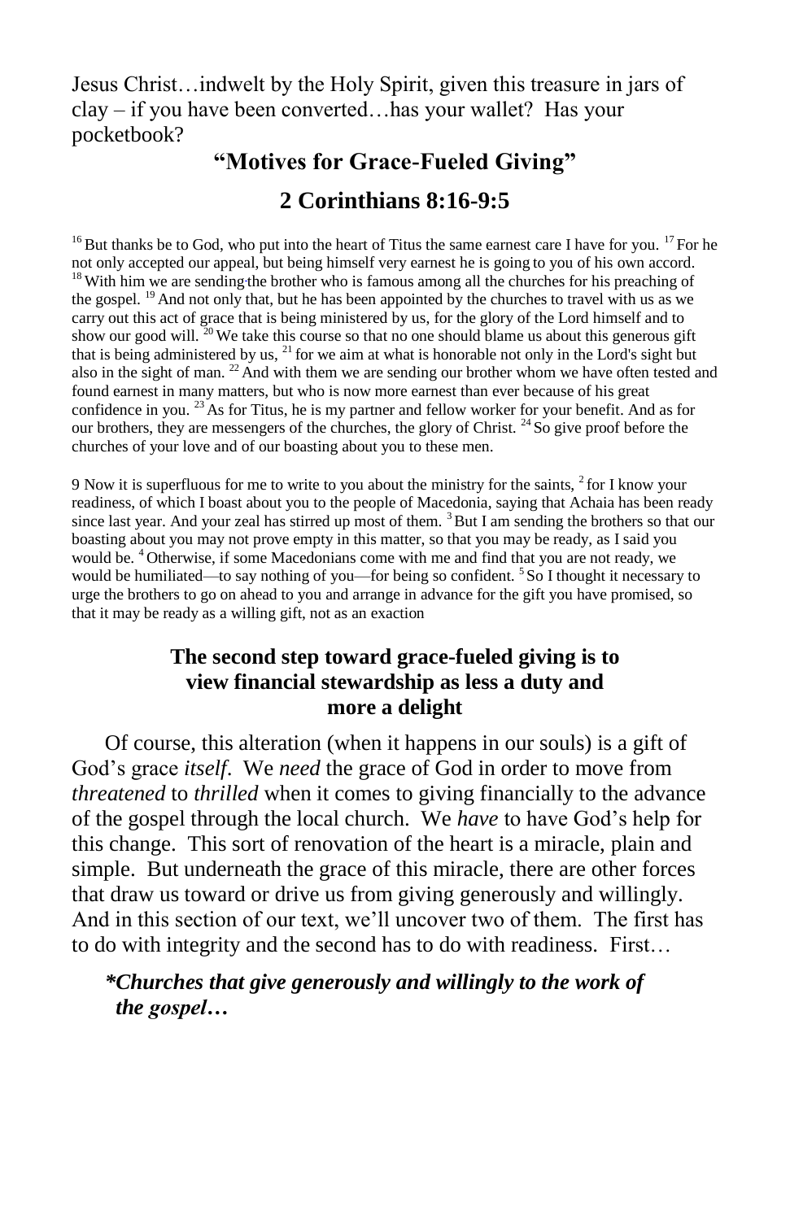Jesus Christ…indwelt by the Holy Spirit, given this treasure in jars of clay – if you have been converted…has your wallet? Has your pocketbook?

## "Motives for Grace-Fueled Giving"

## 2 Corinthians 8:16-9:5

[16] But thanks be to God, who put into the heart of Titus the same earnest care I have for you. [17] For he not only accepted our appeal, but being himself very earnest he is going to you of his own accord. [18] With him we are sending the brother who is famous among all the churches for his preaching of the gospel. [19] And not only that, but he has been appointed by the churches to travel with us as we carry out this act of grace that is being ministered by us, for the glory of the Lord himself and to show our good will. [20] We take this course so that no one should blame us about this generous gift that is being administered by us, [21] for we aim at what is honorable not only in the Lord's sight but also in the sight of man. [22] And with them we are sending our brother whom we have often tested and found earnest in many matters, but who is now more earnest than ever because of his great confidence in you. [23] As for Titus, he is my partner and fellow worker for your benefit. And as for our brothers, they are messengers of the churches, the glory of Christ. [24] So give proof before the churches of your love and of our boasting about you to these men.

9 Now it is superfluous for me to write to you about the ministry for the saints, [2] for I know your readiness, of which I boast about you to the people of Macedonia, saying that Achaia has been ready since last year. And your zeal has stirred up most of them. [3] But I am sending the brothers so that our boasting about you may not prove empty in this matter, so that you may be ready, as I said you would be. [4] Otherwise, if some Macedonians come with me and find that you are not ready, we would be humiliated—to say nothing of you—for being so confident. [5] So I thought it necessary to urge the brothers to go on ahead to you and arrange in advance for the gift you have promised, so that it may be ready as a willing gift, not as an exaction

### The second step toward grace-fueled giving is to view financial stewardship as less a duty and more a delight

Of course, this alteration (when it happens in our souls) is a gift of God's grace *itself*. We *need* the grace of God in order to move from *threatened* to *thrilled* when it comes to giving financially to the advance of the gospel through the local church. We *have* to have God's help for this change. This sort of renovation of the heart is a miracle, plain and simple. But underneath the grace of this miracle, there are other forces that draw us toward or drive us from giving generously and willingly. And in this section of our text, we'll uncover two of them. The first has to do with integrity and the second has to do with readiness. First…

***Churches that give generously and willingly to the work of the gospel…***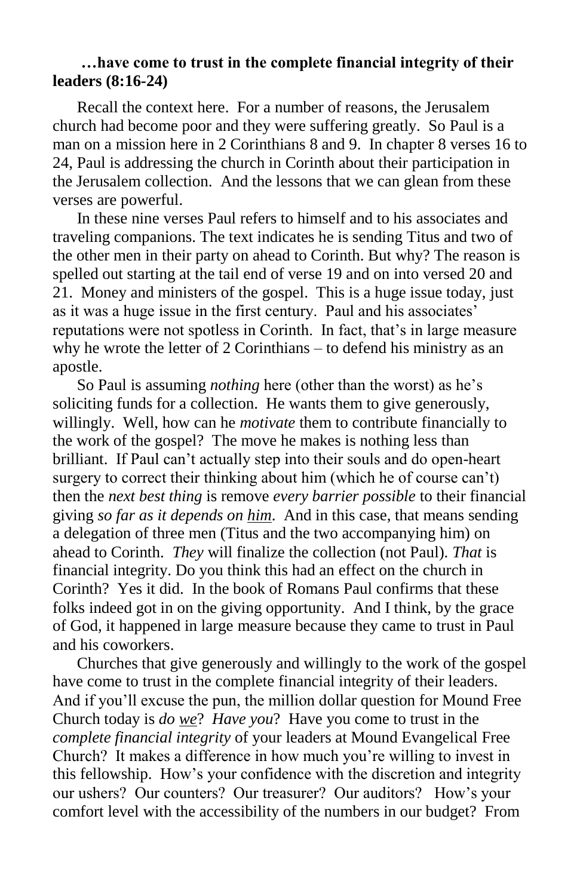**…have come to trust in the complete financial integrity of their leaders (8:16-24)**

Recall the context here. For a number of reasons, the Jerusalem church had become poor and they were suffering greatly. So Paul is a man on a mission here in 2 Corinthians 8 and 9. In chapter 8 verses 16 to 24, Paul is addressing the church in Corinth about their participation in the Jerusalem collection. And the lessons that we can glean from these verses are powerful.

In these nine verses Paul refers to himself and to his associates and traveling companions. The text indicates he is sending Titus and two of the other men in their party on ahead to Corinth. But why? The reason is spelled out starting at the tail end of verse 19 and on into versed 20 and 21. Money and ministers of the gospel. This is a huge issue today, just as it was a huge issue in the first century. Paul and his associates' reputations were not spotless in Corinth. In fact, that's in large measure why he wrote the letter of 2 Corinthians – to defend his ministry as an apostle.

So Paul is assuming *nothing* here (other than the worst) as he's soliciting funds for a collection. He wants them to give generously, willingly. Well, how can he *motivate* them to contribute financially to the work of the gospel? The move he makes is nothing less than brilliant. If Paul can't actually step into their souls and do open-heart surgery to correct their thinking about him (which he of course can't) then the *next best thing* is remove *every barrier possible* to their financial giving *so far as it depends on <u>him</u>.* And in this case, that means sending a delegation of three men (Titus and the two accompanying him) on ahead to Corinth. *They* will finalize the collection (not Paul). *That* is financial integrity. Do you think this had an effect on the church in Corinth? Yes it did. In the book of Romans Paul confirms that these folks indeed got in on the giving opportunity. And I think, by the grace of God, it happened in large measure because they came to trust in Paul and his coworkers.

Churches that give generously and willingly to the work of the gospel have come to trust in the complete financial integrity of their leaders. And if you'll excuse the pun, the million dollar question for Mound Free Church today is *do <u>we</u>*? *Have you*? Have you come to trust in the *complete financial integrity* of your leaders at Mound Evangelical Free Church? It makes a difference in how much you're willing to invest in this fellowship. How's your confidence with the discretion and integrity our ushers? Our counters? Our treasurer? Our auditors? How's your comfort level with the accessibility of the numbers in our budget? From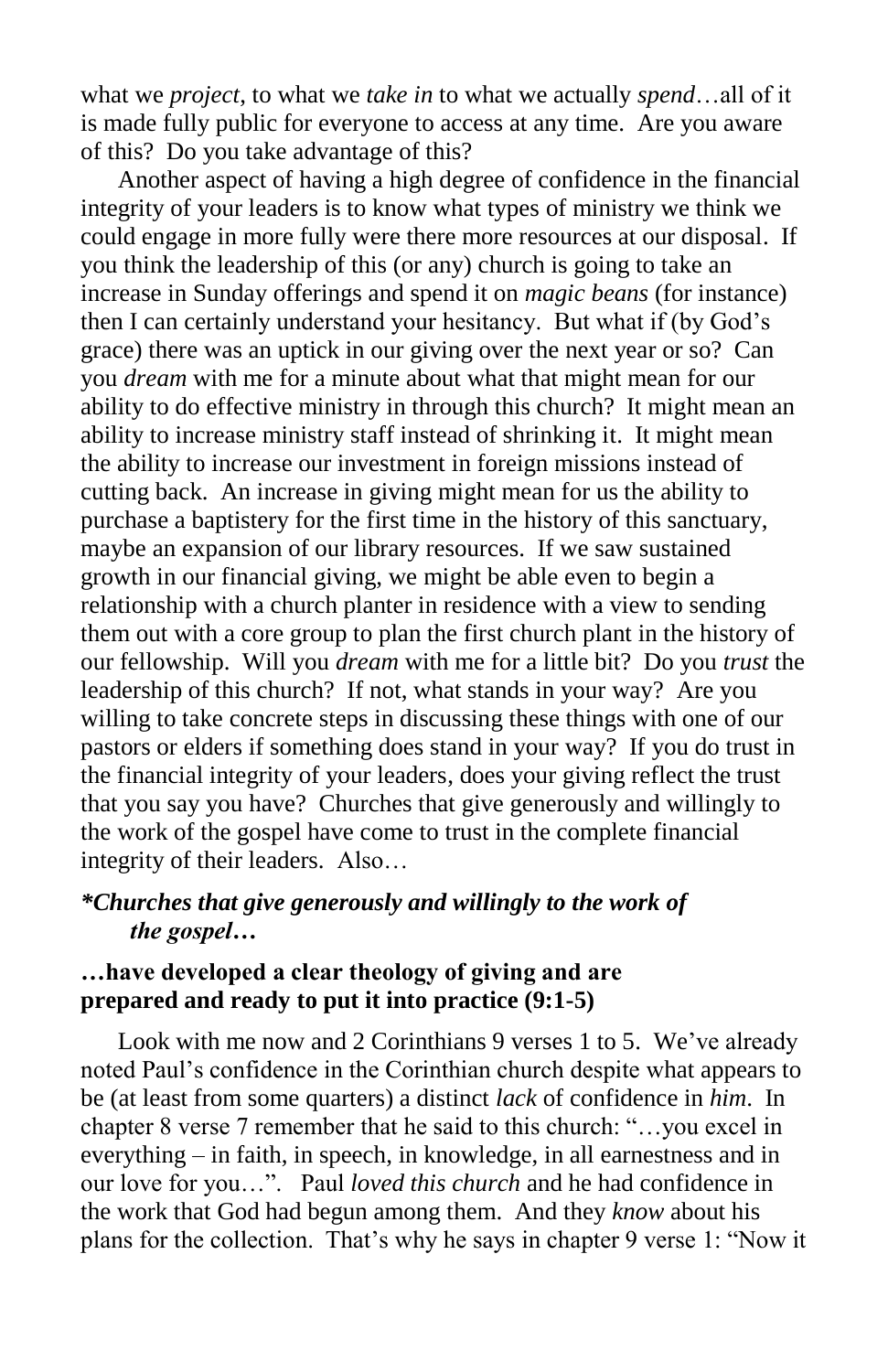what we *project*, to what we *take in* to what we actually *spend*…all of it is made fully public for everyone to access at any time. Are you aware of this? Do you take advantage of this?

Another aspect of having a high degree of confidence in the financial integrity of your leaders is to know what types of ministry we think we could engage in more fully were there more resources at our disposal. If you think the leadership of this (or any) church is going to take an increase in Sunday offerings and spend it on *magic beans* (for instance) then I can certainly understand your hesitancy. But what if (by God's grace) there was an uptick in our giving over the next year or so? Can you *dream* with me for a minute about what that might mean for our ability to do effective ministry in through this church? It might mean an ability to increase ministry staff instead of shrinking it. It might mean the ability to increase our investment in foreign missions instead of cutting back. An increase in giving might mean for us the ability to purchase a baptistery for the first time in the history of this sanctuary, maybe an expansion of our library resources. If we saw sustained growth in our financial giving, we might be able even to begin a relationship with a church planter in residence with a view to sending them out with a core group to plan the first church plant in the history of our fellowship. Will you *dream* with me for a little bit? Do you *trust* the leadership of this church? If not, what stands in your way? Are you willing to take concrete steps in discussing these things with one of our pastors or elders if something does stand in your way? If you do trust in the financial integrity of your leaders, does your giving reflect the trust that you say you have? Churches that give generously and willingly to the work of the gospel have come to trust in the complete financial integrity of their leaders. Also…

***Churches that give generously and willingly to the work of the gospel…***

**…have developed a clear theology of giving and are prepared and ready to put it into practice (9:1-5)**

Look with me now and 2 Corinthians 9 verses 1 to 5. We've already noted Paul's confidence in the Corinthian church despite what appears to be (at least from some quarters) a distinct *lack* of confidence in *him*. In chapter 8 verse 7 remember that he said to this church: "…you excel in everything – in faith, in speech, in knowledge, in all earnestness and in our love for you…". Paul *loved this church* and he had confidence in the work that God had begun among them. And they *know* about his plans for the collection. That's why he says in chapter 9 verse 1: "Now it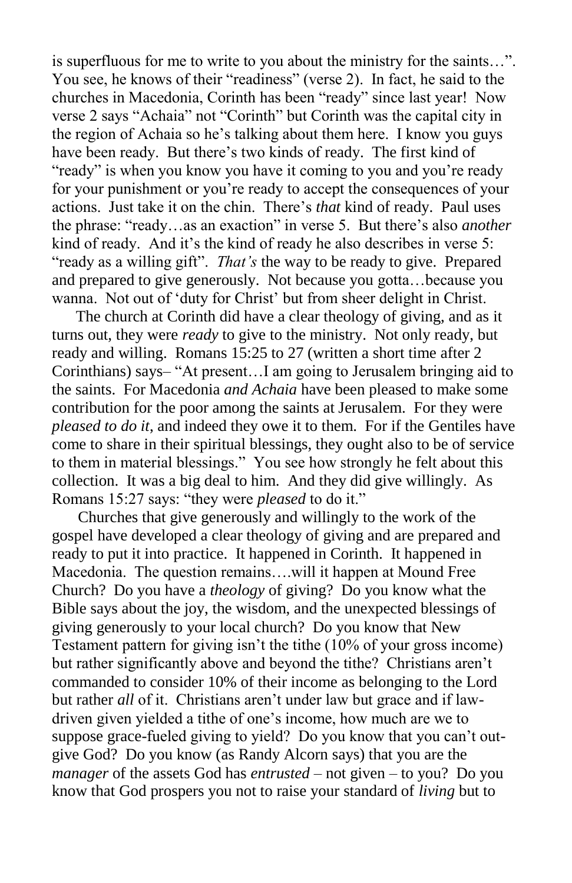is superfluous for me to write to you about the ministry for the saints…". You see, he knows of their "readiness" (verse 2). In fact, he said to the churches in Macedonia, Corinth has been "ready" since last year! Now verse 2 says "Achaia" not "Corinth" but Corinth was the capital city in the region of Achaia so he's talking about them here. I know you guys have been ready. But there's two kinds of ready. The first kind of "ready" is when you know you have it coming to you and you're ready for your punishment or you're ready to accept the consequences of your actions. Just take it on the chin. There's *that* kind of ready. Paul uses the phrase: "ready…as an exaction" in verse 5. But there's also *another* kind of ready. And it's the kind of ready he also describes in verse 5: "ready as a willing gift". *That's* the way to be ready to give. Prepared and prepared to give generously. Not because you gotta…because you wanna. Not out of 'duty for Christ' but from sheer delight in Christ.

The church at Corinth did have a clear theology of giving, and as it turns out, they were *ready* to give to the ministry. Not only ready, but ready and willing. Romans 15:25 to 27 (written a short time after 2 Corinthians) says– "At present…I am going to Jerusalem bringing aid to the saints. For Macedonia *and Achaia* have been pleased to make some contribution for the poor among the saints at Jerusalem. For they were *pleased to do it*, and indeed they owe it to them. For if the Gentiles have come to share in their spiritual blessings, they ought also to be of service to them in material blessings." You see how strongly he felt about this collection. It was a big deal to him. And they did give willingly. As Romans 15:27 says: "they were *pleased* to do it."

Churches that give generously and willingly to the work of the gospel have developed a clear theology of giving and are prepared and ready to put it into practice. It happened in Corinth. It happened in Macedonia. The question remains….will it happen at Mound Free Church? Do you have a *theology* of giving? Do you know what the Bible says about the joy, the wisdom, and the unexpected blessings of giving generously to your local church? Do you know that New Testament pattern for giving isn't the tithe (10% of your gross income) but rather significantly above and beyond the tithe? Christians aren't commanded to consider 10% of their income as belonging to the Lord but rather *all* of it. Christians aren't under law but grace and if law-driven given yielded a tithe of one's income, how much are we to suppose grace-fueled giving to yield? Do you know that you can't out-give God? Do you know (as Randy Alcorn says) that you are the *manager* of the assets God has *entrusted* – not given – to you? Do you know that God prospers you not to raise your standard of *living* but to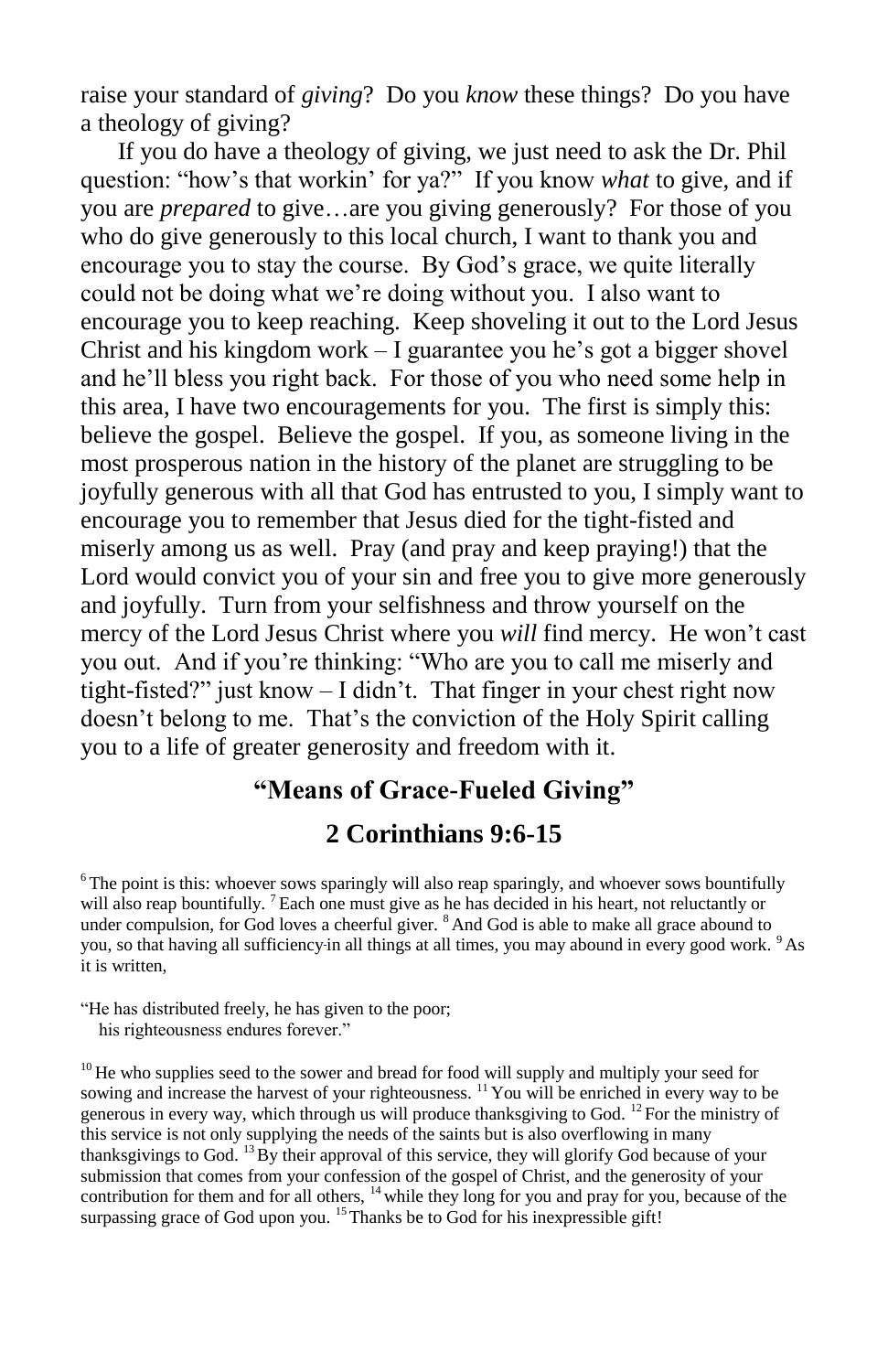raise your standard of *giving*? Do you *know* these things? Do you have a theology of giving?

If you do have a theology of giving, we just need to ask the Dr. Phil question: "how's that workin' for ya?" If you know *what* to give, and if you are *prepared* to give…are you giving generously? For those of you who do give generously to this local church, I want to thank you and encourage you to stay the course. By God's grace, we quite literally could not be doing what we're doing without you. I also want to encourage you to keep reaching. Keep shoveling it out to the Lord Jesus Christ and his kingdom work – I guarantee you he's got a bigger shovel and he'll bless you right back. For those of you who need some help in this area, I have two encouragements for you. The first is simply this: believe the gospel. Believe the gospel. If you, as someone living in the most prosperous nation in the history of the planet are struggling to be joyfully generous with all that God has entrusted to you, I simply want to encourage you to remember that Jesus died for the tight-fisted and miserly among us as well. Pray (and pray and keep praying!) that the Lord would convict you of your sin and free you to give more generously and joyfully. Turn from your selfishness and throw yourself on the mercy of the Lord Jesus Christ where you *will* find mercy. He won't cast you out. And if you're thinking: "Who are you to call me miserly and tight-fisted?" just know – I didn't. That finger in your chest right now doesn't belong to me. That's the conviction of the Holy Spirit calling you to a life of greater generosity and freedom with it.

## "Means of Grace-Fueled Giving"

## 2 Corinthians 9:6-15

[6] The point is this: whoever sows sparingly will also reap sparingly, and whoever sows bountifully will also reap bountifully. [7] Each one must give as he has decided in his heart, not reluctantly or under compulsion, for God loves a cheerful giver. [8] And God is able to make all grace abound to you, so that having all sufficiency in all things at all times, you may abound in every good work. [9] As it is written,

"He has distributed freely, he has given to the poor;
his righteousness endures forever."

[10] He who supplies seed to the sower and bread for food will supply and multiply your seed for sowing and increase the harvest of your righteousness. [11] You will be enriched in every way to be generous in every way, which through us will produce thanksgiving to God. [12] For the ministry of this service is not only supplying the needs of the saints but is also overflowing in many thanksgivings to God. [13] By their approval of this service, they will glorify God because of your submission that comes from your confession of the gospel of Christ, and the generosity of your contribution for them and for all others, [14] while they long for you and pray for you, because of the surpassing grace of God upon you. [15] Thanks be to God for his inexpressible gift!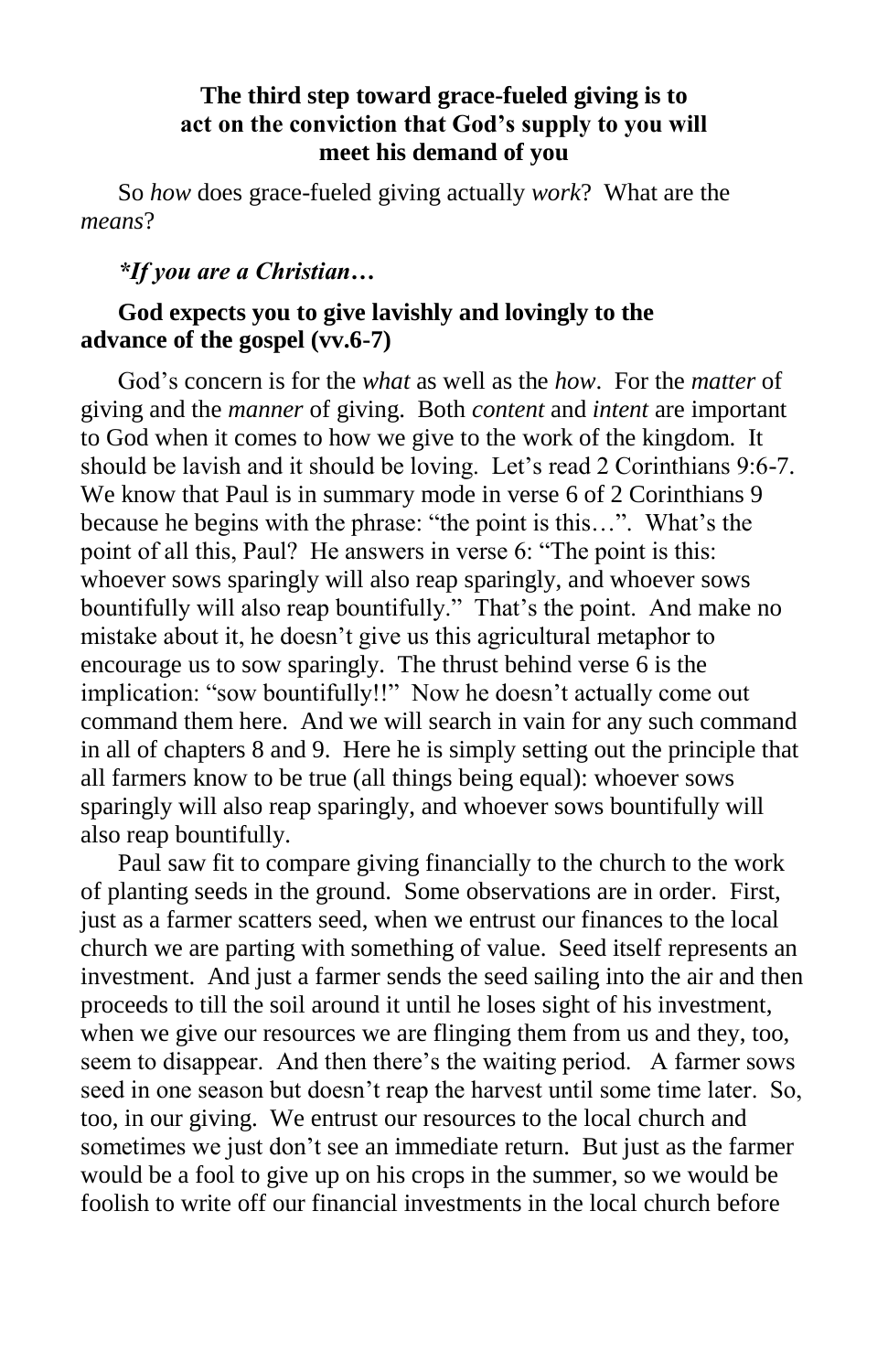**The third step toward grace-fueled giving is to act on the conviction that God's supply to you will meet his demand of you**

So *how* does grace-fueled giving actually *work*? What are the *means*?

***If you are a Christian…***

**God expects you to give lavishly and lovingly to the advance of the gospel (vv.6-7)**

God's concern is for the *what* as well as the *how*. For the *matter* of giving and the *manner* of giving. Both *content* and *intent* are important to God when it comes to how we give to the work of the kingdom. It should be lavish and it should be loving. Let's read 2 Corinthians 9:6-7. We know that Paul is in summary mode in verse 6 of 2 Corinthians 9 because he begins with the phrase: "the point is this…". What's the point of all this, Paul? He answers in verse 6: "The point is this: whoever sows sparingly will also reap sparingly, and whoever sows bountifully will also reap bountifully." That's the point. And make no mistake about it, he doesn't give us this agricultural metaphor to encourage us to sow sparingly. The thrust behind verse 6 is the implication: "sow bountifully!!" Now he doesn't actually come out command them here. And we will search in vain for any such command in all of chapters 8 and 9. Here he is simply setting out the principle that all farmers know to be true (all things being equal): whoever sows sparingly will also reap sparingly, and whoever sows bountifully will also reap bountifully.

Paul saw fit to compare giving financially to the church to the work of planting seeds in the ground. Some observations are in order. First, just as a farmer scatters seed, when we entrust our finances to the local church we are parting with something of value. Seed itself represents an investment. And just a farmer sends the seed sailing into the air and then proceeds to till the soil around it until he loses sight of his investment, when we give our resources we are flinging them from us and they, too, seem to disappear. And then there's the waiting period. A farmer sows seed in one season but doesn't reap the harvest until some time later. So, too, in our giving. We entrust our resources to the local church and sometimes we just don't see an immediate return. But just as the farmer would be a fool to give up on his crops in the summer, so we would be foolish to write off our financial investments in the local church before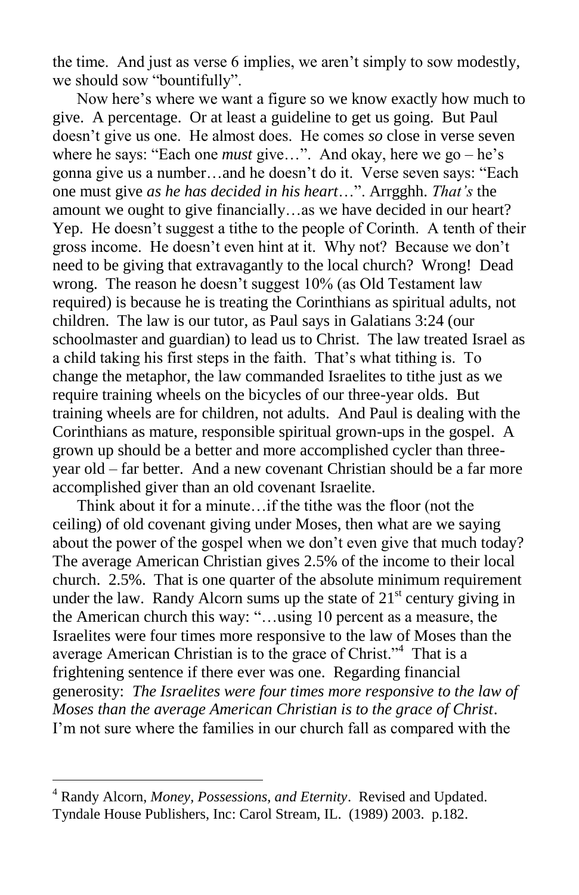the time. And just as verse 6 implies, we aren't simply to sow modestly, we should sow "bountifully".

Now here's where we want a figure so we know exactly how much to give. A percentage. Or at least a guideline to get us going. But Paul doesn't give us one. He almost does. He comes *so* close in verse seven where he says: "Each one *must* give…". And okay, here we go – he's gonna give us a number…and he doesn't do it. Verse seven says: "Each one must give *as he has decided in his heart*…". Arrgghh. *That's* the amount we ought to give financially…as we have decided in our heart? Yep. He doesn't suggest a tithe to the people of Corinth. A tenth of their gross income. He doesn't even hint at it. Why not? Because we don't need to be giving that extravagantly to the local church? Wrong! Dead wrong. The reason he doesn't suggest 10% (as Old Testament law required) is because he is treating the Corinthians as spiritual adults, not children. The law is our tutor, as Paul says in Galatians 3:24 (our schoolmaster and guardian) to lead us to Christ. The law treated Israel as a child taking his first steps in the faith. That's what tithing is. To change the metaphor, the law commanded Israelites to tithe just as we require training wheels on the bicycles of our three-year olds. But training wheels are for children, not adults. And Paul is dealing with the Corinthians as mature, responsible spiritual grown-ups in the gospel. A grown up should be a better and more accomplished cycler than three-year old – far better. And a new covenant Christian should be a far more accomplished giver than an old covenant Israelite.

Think about it for a minute…if the tithe was the floor (not the ceiling) of old covenant giving under Moses, then what are we saying about the power of the gospel when we don't even give that much today? The average American Christian gives 2.5% of the income to their local church. 2.5%. That is one quarter of the absolute minimum requirement under the law. Randy Alcorn sums up the state of 21st century giving in the American church this way: "…using 10 percent as a measure, the Israelites were four times more responsive to the law of Moses than the average American Christian is to the grace of Christ."[4] That is a frightening sentence if there ever was one. Regarding financial generosity: *The Israelites were four times more responsive to the law of Moses than the average American Christian is to the grace of Christ*. I'm not sure where the families in our church fall as compared with the

---

[4] Randy Alcorn, *Money, Possessions, and Eternity*. Revised and Updated. Tyndale House Publishers, Inc: Carol Stream, IL. (1989) 2003. p.182.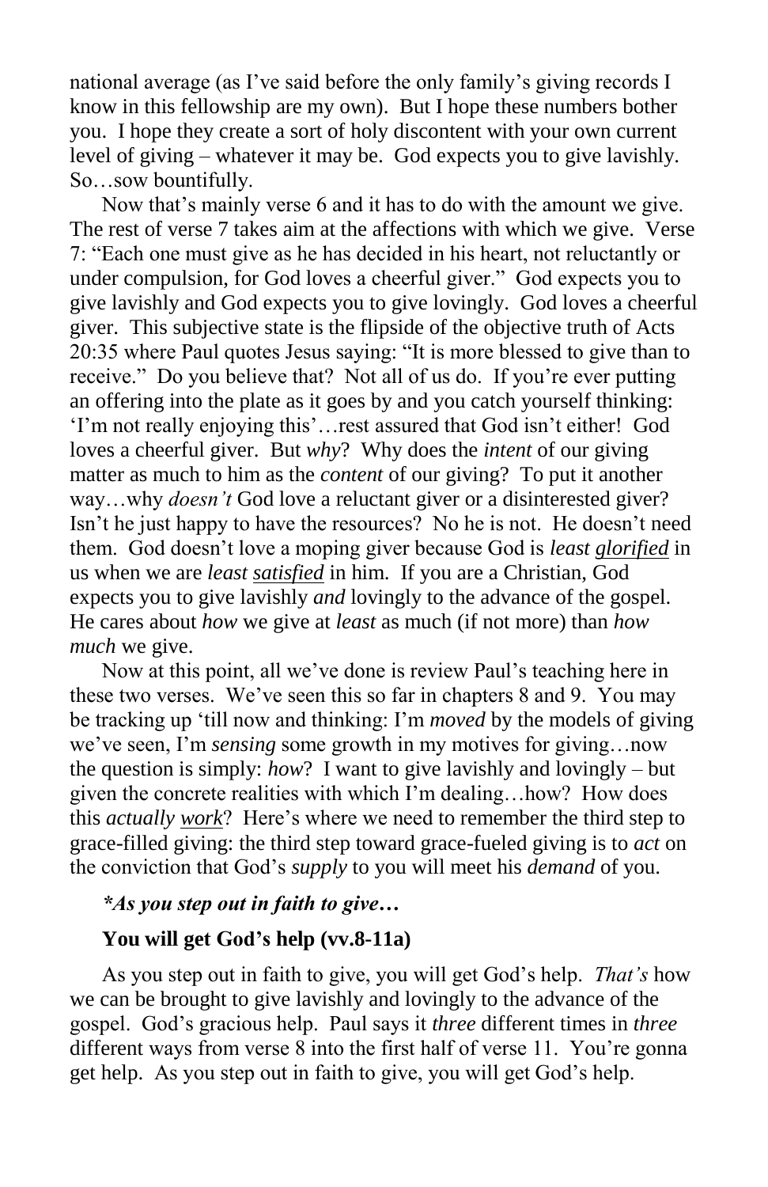national average (as I've said before the only family's giving records I know in this fellowship are my own). But I hope these numbers bother you. I hope they create a sort of holy discontent with your own current level of giving – whatever it may be. God expects you to give lavishly. So…sow bountifully.

Now that's mainly verse 6 and it has to do with the amount we give. The rest of verse 7 takes aim at the affections with which we give. Verse 7: "Each one must give as he has decided in his heart, not reluctantly or under compulsion, for God loves a cheerful giver." God expects you to give lavishly and God expects you to give lovingly. God loves a cheerful giver. This subjective state is the flipside of the objective truth of Acts 20:35 where Paul quotes Jesus saying: "It is more blessed to give than to receive." Do you believe that? Not all of us do. If you're ever putting an offering into the plate as it goes by and you catch yourself thinking: 'I'm not really enjoying this'…rest assured that God isn't either! God loves a cheerful giver. But *why*? Why does the *intent* of our giving matter as much to him as the *content* of our giving? To put it another way…why *doesn't* God love a reluctant giver or a disinterested giver? Isn't he just happy to have the resources? No he is not. He doesn't need them. God doesn't love a moping giver because God is *least* *<u>glorified</u>* in us when we are *least* *<u>satisfied</u>* in him. If you are a Christian, God expects you to give lavishly *and* lovingly to the advance of the gospel. He cares about *how* we give at *least* as much (if not more) than *how much* we give.

Now at this point, all we've done is review Paul's teaching here in these two verses. We've seen this so far in chapters 8 and 9. You may be tracking up 'till now and thinking: I'm *moved* by the models of giving we've seen, I'm *sensing* some growth in my motives for giving…now the question is simply: *how*? I want to give lavishly and lovingly – but given the concrete realities with which I'm dealing…how? How does this *actually* *<u>work</u>*? Here's where we need to remember the third step to grace-filled giving: the third step toward grace-fueled giving is to *act* on the conviction that God's *supply* to you will meet his *demand* of you.

***As you step out in faith to give…***

**You will get God's help (vv.8-11a)**

As you step out in faith to give, you will get God's help. *That's* how we can be brought to give lavishly and lovingly to the advance of the gospel. God's gracious help. Paul says it *three* different times in *three* different ways from verse 8 into the first half of verse 11. You're gonna get help. As you step out in faith to give, you will get God's help.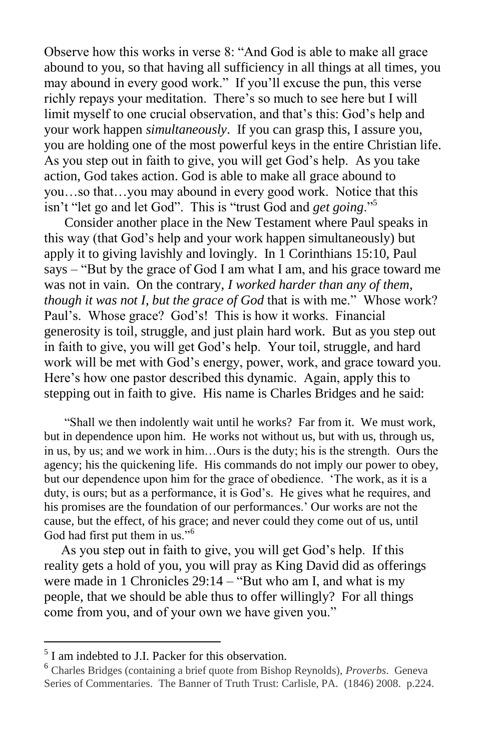Observe how this works in verse 8: "And God is able to make all grace abound to you, so that having all sufficiency in all things at all times, you may abound in every good work." If you'll excuse the pun, this verse richly repays your meditation. There's so much to see here but I will limit myself to one crucial observation, and that's this: God's help and your work happen *simultaneously*. If you can grasp this, I assure you, you are holding one of the most powerful keys in the entire Christian life. As you step out in faith to give, you will get God's help. As you take action, God takes action. God is able to make all grace abound to you…so that…you may abound in every good work. Notice that this isn't "let go and let God". This is "trust God and *get going*."[5]

Consider another place in the New Testament where Paul speaks in this way (that God's help and your work happen simultaneously) but apply it to giving lavishly and lovingly. In 1 Corinthians 15:10, Paul says – "But by the grace of God I am what I am, and his grace toward me was not in vain. On the contrary, *I worked harder than any of them, though it was not I, but the grace of God* that is with me." Whose work? Paul's. Whose grace? God's! This is how it works. Financial generosity is toil, struggle, and just plain hard work. But as you step out in faith to give, you will get God's help. Your toil, struggle, and hard work will be met with God's energy, power, work, and grace toward you. Here's how one pastor described this dynamic. Again, apply this to stepping out in faith to give. His name is Charles Bridges and he said:

> "Shall we then indolently wait until he works? Far from it. We must work, but in dependence upon him. He works not without us, but with us, through us, in us, by us; and we work in him…Ours is the duty; his is the strength. Ours the agency; his the quickening life. His commands do not imply our power to obey, but our dependence upon him for the grace of obedience. 'The work, as it is a duty, is ours; but as a performance, it is God's. He gives what he requires, and his promises are the foundation of our performances.' Our works are not the cause, but the effect, of his grace; and never could they come out of us, until God had first put them in us."[6]

As you step out in faith to give, you will get God's help. If this reality gets a hold of you, you will pray as King David did as offerings were made in 1 Chronicles 29:14 – "But who am I, and what is my people, that we should be able thus to offer willingly? For all things come from you, and of your own we have given you."

---

[5] I am indebted to J.I. Packer for this observation.

[6] Charles Bridges (containing a brief quote from Bishop Reynolds), *Proverbs*. Geneva Series of Commentaries. The Banner of Truth Trust: Carlisle, PA. (1846) 2008. p.224.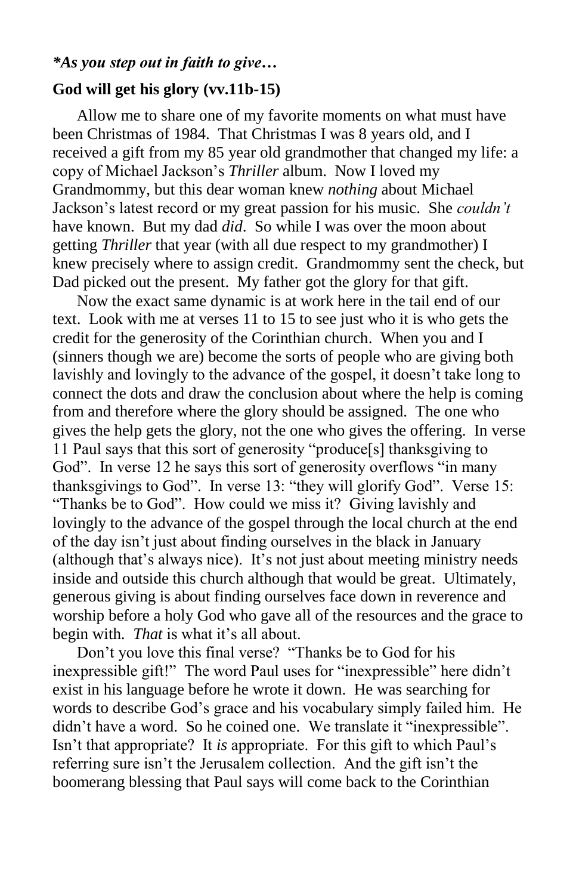***As you step out in faith to give…***

**God will get his glory (vv.11b-15)**

Allow me to share one of my favorite moments on what must have been Christmas of 1984. That Christmas I was 8 years old, and I received a gift from my 85 year old grandmother that changed my life: a copy of Michael Jackson's *Thriller* album. Now I loved my Grandmommy, but this dear woman knew *nothing* about Michael Jackson's latest record or my great passion for his music. She *couldn't* have known. But my dad *did*. So while I was over the moon about getting *Thriller* that year (with all due respect to my grandmother) I knew precisely where to assign credit. Grandmommy sent the check, but Dad picked out the present. My father got the glory for that gift.

Now the exact same dynamic is at work here in the tail end of our text. Look with me at verses 11 to 15 to see just who it is who gets the credit for the generosity of the Corinthian church. When you and I (sinners though we are) become the sorts of people who are giving both lavishly and lovingly to the advance of the gospel, it doesn't take long to connect the dots and draw the conclusion about where the help is coming from and therefore where the glory should be assigned. The one who gives the help gets the glory, not the one who gives the offering. In verse 11 Paul says that this sort of generosity "produce[s] thanksgiving to God". In verse 12 he says this sort of generosity overflows "in many thanksgivings to God". In verse 13: "they will glorify God". Verse 15: "Thanks be to God". How could we miss it? Giving lavishly and lovingly to the advance of the gospel through the local church at the end of the day isn't just about finding ourselves in the black in January (although that's always nice). It's not just about meeting ministry needs inside and outside this church although that would be great. Ultimately, generous giving is about finding ourselves face down in reverence and worship before a holy God who gave all of the resources and the grace to begin with. *That* is what it's all about.

Don't you love this final verse? "Thanks be to God for his inexpressible gift!" The word Paul uses for "inexpressible" here didn't exist in his language before he wrote it down. He was searching for words to describe God's grace and his vocabulary simply failed him. He didn't have a word. So he coined one. We translate it "inexpressible". Isn't that appropriate? It *is* appropriate. For this gift to which Paul's referring sure isn't the Jerusalem collection. And the gift isn't the boomerang blessing that Paul says will come back to the Corinthian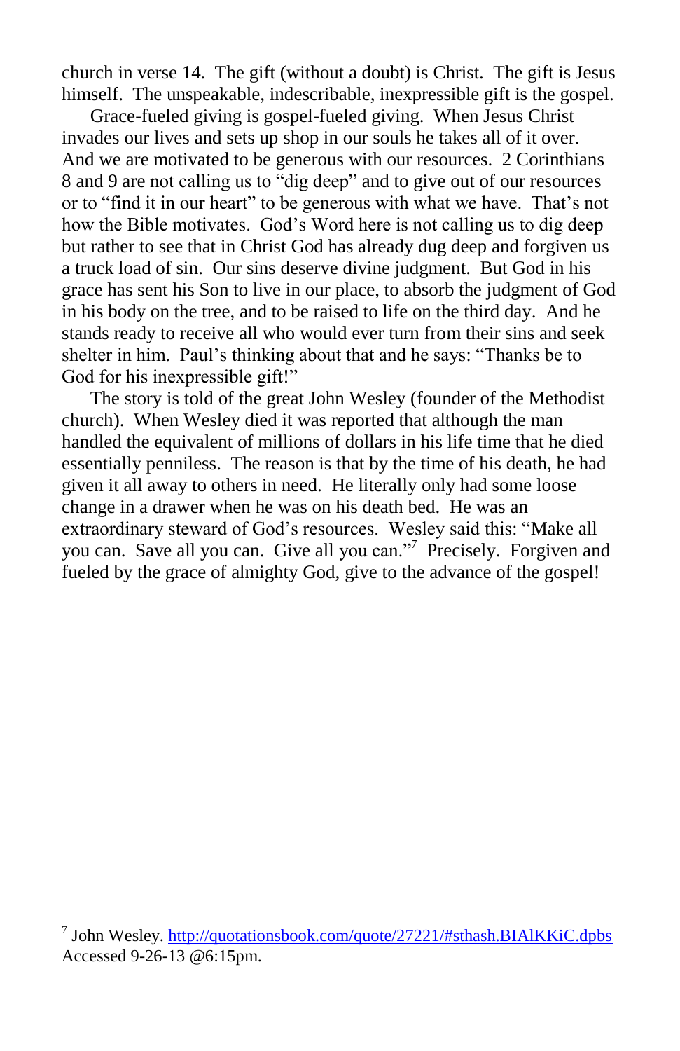church in verse 14. The gift (without a doubt) is Christ. The gift is Jesus himself. The unspeakable, indescribable, inexpressible gift is the gospel.

Grace-fueled giving is gospel-fueled giving. When Jesus Christ invades our lives and sets up shop in our souls he takes all of it over. And we are motivated to be generous with our resources. 2 Corinthians 8 and 9 are not calling us to "dig deep" and to give out of our resources or to "find it in our heart" to be generous with what we have. That's not how the Bible motivates. God's Word here is not calling us to dig deep but rather to see that in Christ God has already dug deep and forgiven us a truck load of sin. Our sins deserve divine judgment. But God in his grace has sent his Son to live in our place, to absorb the judgment of God in his body on the tree, and to be raised to life on the third day. And he stands ready to receive all who would ever turn from their sins and seek shelter in him. Paul's thinking about that and he says: "Thanks be to God for his inexpressible gift!"

The story is told of the great John Wesley (founder of the Methodist church). When Wesley died it was reported that although the man handled the equivalent of millions of dollars in his life time that he died essentially penniless. The reason is that by the time of his death, he had given it all away to others in need. He literally only had some loose change in a drawer when he was on his death bed. He was an extraordinary steward of God's resources. Wesley said this: "Make all you can. Save all you can. Give all you can."[7] Precisely. Forgiven and fueled by the grace of almighty God, give to the advance of the gospel!

---

[7] John Wesley. http://quotationsbook.com/quote/27221/#sthash.BIAlKKiC.dpbs Accessed 9-26-13 @6:15pm.